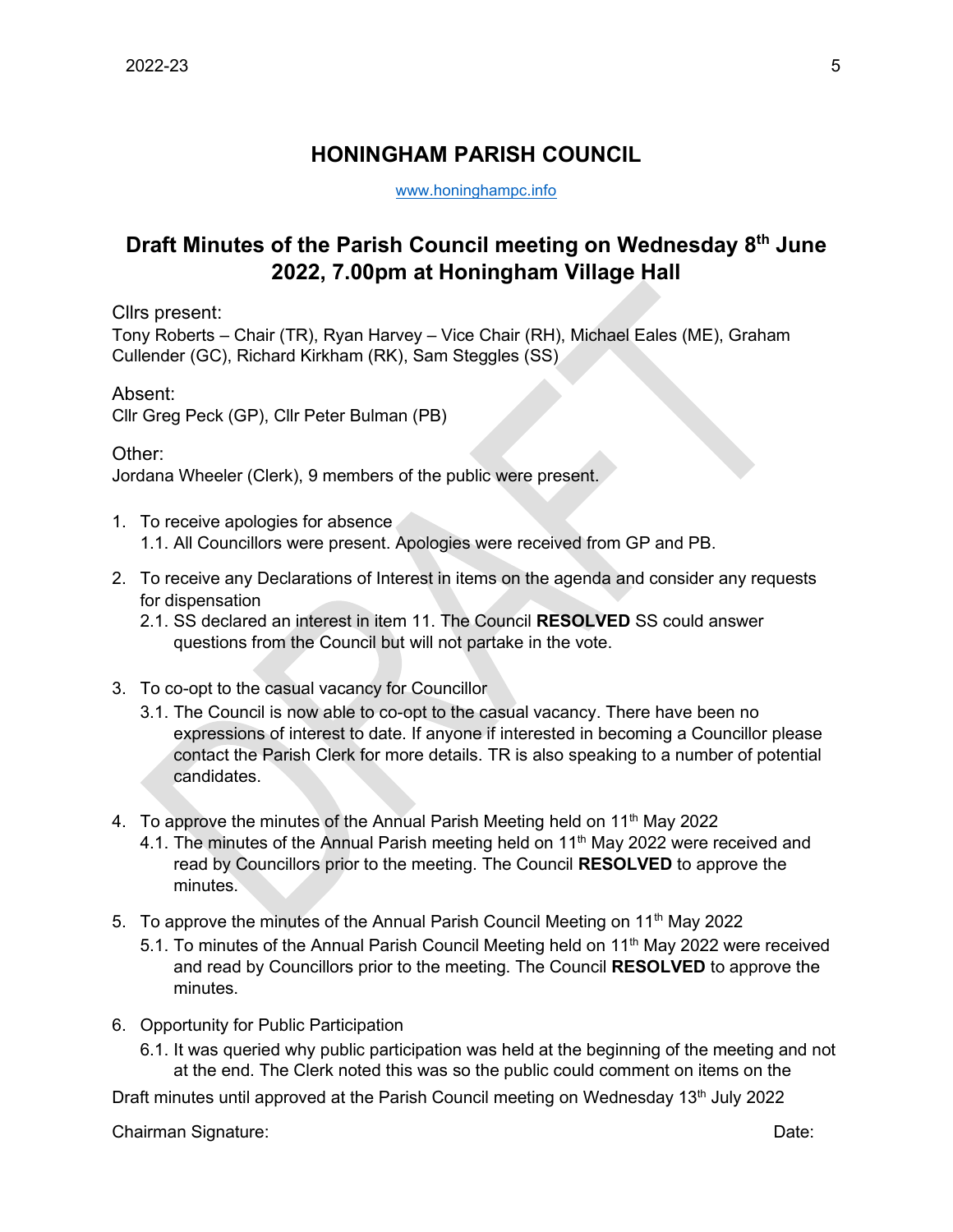# HONINGHAM PARISH COUNCIL

www.honinghampc.info

## Draft Minutes of the Parish Council meeting on Wednesday 8th June 2022, 7.00pm at Honingham Village Hall

Cllrs present:
Tony Roberts – Chair (TR), Ryan Harvey – Vice Chair (RH), Michael Eales (ME), Graham Cullender (GC), Richard Kirkham (RK), Sam Steggles (SS)

Absent:
Cllr Greg Peck (GP), Cllr Peter Bulman (PB)

Other:
Jordana Wheeler (Clerk), 9 members of the public were present.

1. To receive apologies for absence
   1.1. All Councillors were present. Apologies were received from GP and PB.

2. To receive any Declarations of Interest in items on the agenda and consider any requests for dispensation
   2.1. SS declared an interest in item 11. The Council **RESOLVED** SS could answer questions from the Council but will not partake in the vote.

3. To co-opt to the casual vacancy for Councillor
   3.1. The Council is now able to co-opt to the casual vacancy. There have been no expressions of interest to date. If anyone if interested in becoming a Councillor please contact the Parish Clerk for more details. TR is also speaking to a number of potential candidates.

4. To approve the minutes of the Annual Parish Meeting held on 11th May 2022
   4.1. The minutes of the Annual Parish meeting held on 11th May 2022 were received and read by Councillors prior to the meeting. The Council **RESOLVED** to approve the minutes.

5. To approve the minutes of the Annual Parish Council Meeting on 11th May 2022
   5.1. To minutes of the Annual Parish Council Meeting held on 11th May 2022 were received and read by Councillors prior to the meeting. The Council **RESOLVED** to approve the minutes.

6. Opportunity for Public Participation
   6.1. It was queried why public participation was held at the beginning of the meeting and not at the end. The Clerk noted this was so the public could comment on items on the

Draft minutes until approved at the Parish Council meeting on Wednesday 13th July 2022

Chairman Signature: Date: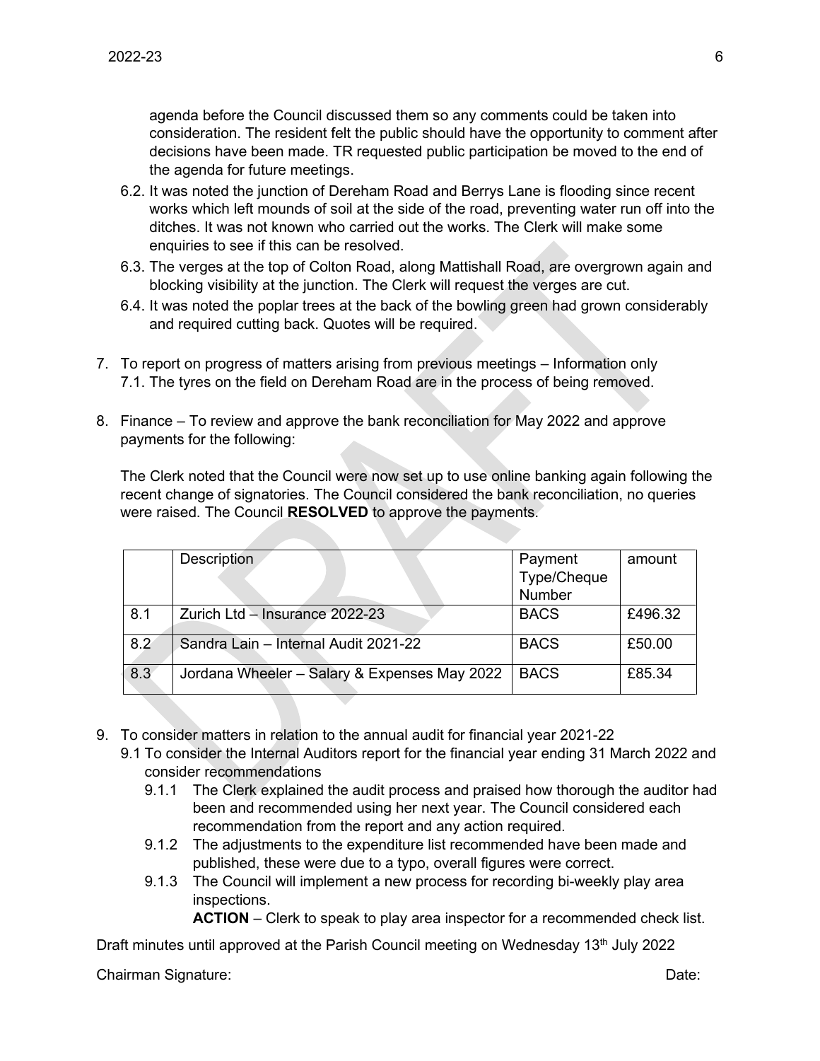agenda before the Council discussed them so any comments could be taken into consideration. The resident felt the public should have the opportunity to comment after decisions have been made. TR requested public participation be moved to the end of the agenda for future meetings.

6.2. It was noted the junction of Dereham Road and Berrys Lane is flooding since recent works which left mounds of soil at the side of the road, preventing water run off into the ditches. It was not known who carried out the works. The Clerk will make some enquiries to see if this can be resolved.

6.3. The verges at the top of Colton Road, along Mattishall Road, are overgrown again and blocking visibility at the junction. The Clerk will request the verges are cut.

6.4. It was noted the poplar trees at the back of the bowling green had grown considerably and required cutting back. Quotes will be required.

7. To report on progress of matters arising from previous meetings – Information only

   7.1. The tyres on the field on Dereham Road are in the process of being removed.

8. Finance – To review and approve the bank reconciliation for May 2022 and approve payments for the following:

   The Clerk noted that the Council were now set up to use online banking again following the recent change of signatories. The Council considered the bank reconciliation, no queries were raised. The Council **RESOLVED** to approve the payments.

| | Description | Payment Type/Cheque Number | amount |
|---|---|---|---|
| 8.1 | Zurich Ltd – Insurance 2022-23 | BACS | £496.32 |
| 8.2 | Sandra Lain – Internal Audit 2021-22 | BACS | £50.00 |
| 8.3 | Jordana Wheeler – Salary & Expenses May 2022 | BACS | £85.34 |

9. To consider matters in relation to the annual audit for financial year 2021-22

   9.1 To consider the Internal Auditors report for the financial year ending 31 March 2022 and consider recommendations

   9.1.1 The Clerk explained the audit process and praised how thorough the auditor had been and recommended using her next year. The Council considered each recommendation from the report and any action required.

   9.1.2 The adjustments to the expenditure list recommended have been made and published, these were due to a typo, overall figures were correct.

   9.1.3 The Council will implement a new process for recording bi-weekly play area inspections.

   **ACTION** – Clerk to speak to play area inspector for a recommended check list.

Draft minutes until approved at the Parish Council meeting on Wednesday 13th July 2022

Chairman Signature: Date: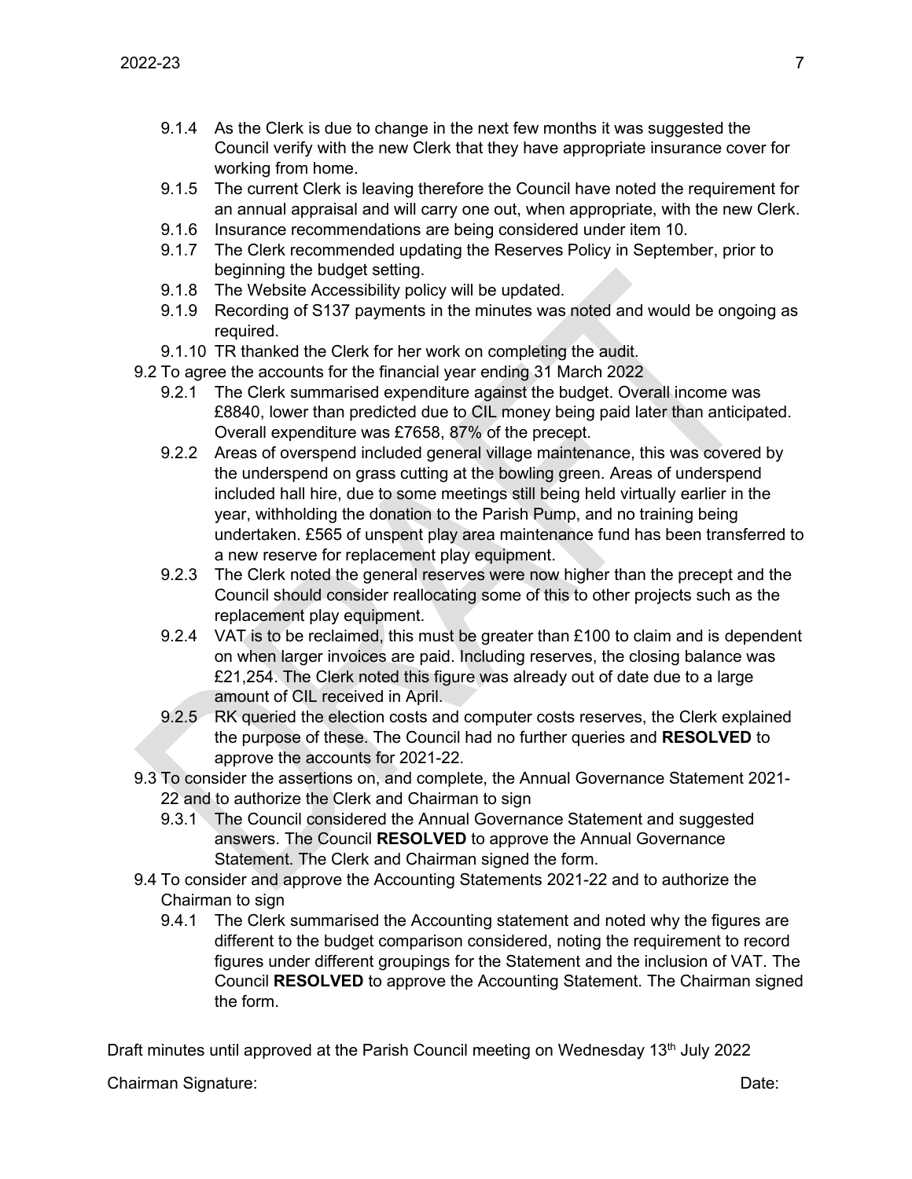- 9.1.4 As the Clerk is due to change in the next few months it was suggested the Council verify with the new Clerk that they have appropriate insurance cover for working from home.
- 9.1.5 The current Clerk is leaving therefore the Council have noted the requirement for an annual appraisal and will carry one out, when appropriate, with the new Clerk.
- 9.1.6 Insurance recommendations are being considered under item 10.
- 9.1.7 The Clerk recommended updating the Reserves Policy in September, prior to beginning the budget setting.
- 9.1.8 The Website Accessibility policy will be updated.
- 9.1.9 Recording of S137 payments in the minutes was noted and would be ongoing as required.
- 9.1.10 TR thanked the Clerk for her work on completing the audit.

9.2 To agree the accounts for the financial year ending 31 March 2022

- 9.2.1 The Clerk summarised expenditure against the budget. Overall income was £8840, lower than predicted due to CIL money being paid later than anticipated. Overall expenditure was £7658, 87% of the precept.
- 9.2.2 Areas of overspend included general village maintenance, this was covered by the underspend on grass cutting at the bowling green. Areas of underspend included hall hire, due to some meetings still being held virtually earlier in the year, withholding the donation to the Parish Pump, and no training being undertaken. £565 of unspent play area maintenance fund has been transferred to a new reserve for replacement play equipment.
- 9.2.3 The Clerk noted the general reserves were now higher than the precept and the Council should consider reallocating some of this to other projects such as the replacement play equipment.
- 9.2.4 VAT is to be reclaimed, this must be greater than £100 to claim and is dependent on when larger invoices are paid. Including reserves, the closing balance was £21,254. The Clerk noted this figure was already out of date due to a large amount of CIL received in April.
- 9.2.5 RK queried the election costs and computer costs reserves, the Clerk explained the purpose of these. The Council had no further queries and **RESOLVED** to approve the accounts for 2021-22.

9.3 To consider the assertions on, and complete, the Annual Governance Statement 2021-22 and to authorize the Clerk and Chairman to sign

- 9.3.1 The Council considered the Annual Governance Statement and suggested answers. The Council **RESOLVED** to approve the Annual Governance Statement. The Clerk and Chairman signed the form.

9.4 To consider and approve the Accounting Statements 2021-22 and to authorize the Chairman to sign

- 9.4.1 The Clerk summarised the Accounting statement and noted why the figures are different to the budget comparison considered, noting the requirement to record figures under different groupings for the Statement and the inclusion of VAT. The Council **RESOLVED** to approve the Accounting Statement. The Chairman signed the form.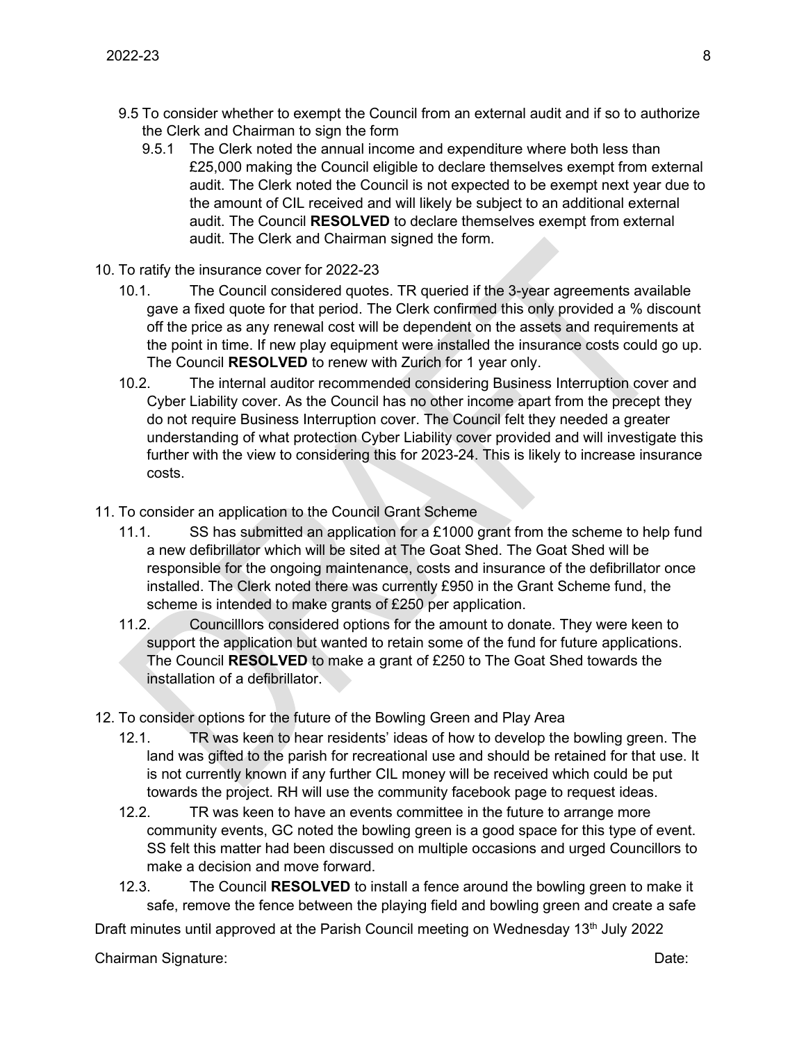9.5 To consider whether to exempt the Council from an external audit and if so to authorize the Clerk and Chairman to sign the form

9.5.1 The Clerk noted the annual income and expenditure where both less than £25,000 making the Council eligible to declare themselves exempt from external audit. The Clerk noted the Council is not expected to be exempt next year due to the amount of CIL received and will likely be subject to an additional external audit. The Council **RESOLVED** to declare themselves exempt from external audit. The Clerk and Chairman signed the form.

10. To ratify the insurance cover for 2022-23

10.1. The Council considered quotes. TR queried if the 3-year agreements available gave a fixed quote for that period. The Clerk confirmed this only provided a % discount off the price as any renewal cost will be dependent on the assets and requirements at the point in time. If new play equipment were installed the insurance costs could go up. The Council **RESOLVED** to renew with Zurich for 1 year only.

10.2. The internal auditor recommended considering Business Interruption cover and Cyber Liability cover. As the Council has no other income apart from the precept they do not require Business Interruption cover. The Council felt they needed a greater understanding of what protection Cyber Liability cover provided and will investigate this further with the view to considering this for 2023-24. This is likely to increase insurance costs.

11. To consider an application to the Council Grant Scheme

11.1. SS has submitted an application for a £1000 grant from the scheme to help fund a new defibrillator which will be sited at The Goat Shed. The Goat Shed will be responsible for the ongoing maintenance, costs and insurance of the defibrillator once installed. The Clerk noted there was currently £950 in the Grant Scheme fund, the scheme is intended to make grants of £250 per application.

11.2. Councilllors considered options for the amount to donate. They were keen to support the application but wanted to retain some of the fund for future applications. The Council **RESOLVED** to make a grant of £250 to The Goat Shed towards the installation of a defibrillator.

12. To consider options for the future of the Bowling Green and Play Area

12.1. TR was keen to hear residents' ideas of how to develop the bowling green. The land was gifted to the parish for recreational use and should be retained for that use. It is not currently known if any further CIL money will be received which could be put towards the project. RH will use the community facebook page to request ideas.

12.2. TR was keen to have an events committee in the future to arrange more community events, GC noted the bowling green is a good space for this type of event. SS felt this matter had been discussed on multiple occasions and urged Councillors to make a decision and move forward.

12.3. The Council **RESOLVED** to install a fence around the bowling green to make it safe, remove the fence between the playing field and bowling green and create a safe

Draft minutes until approved at the Parish Council meeting on Wednesday 13th July 2022

Chairman Signature: Date: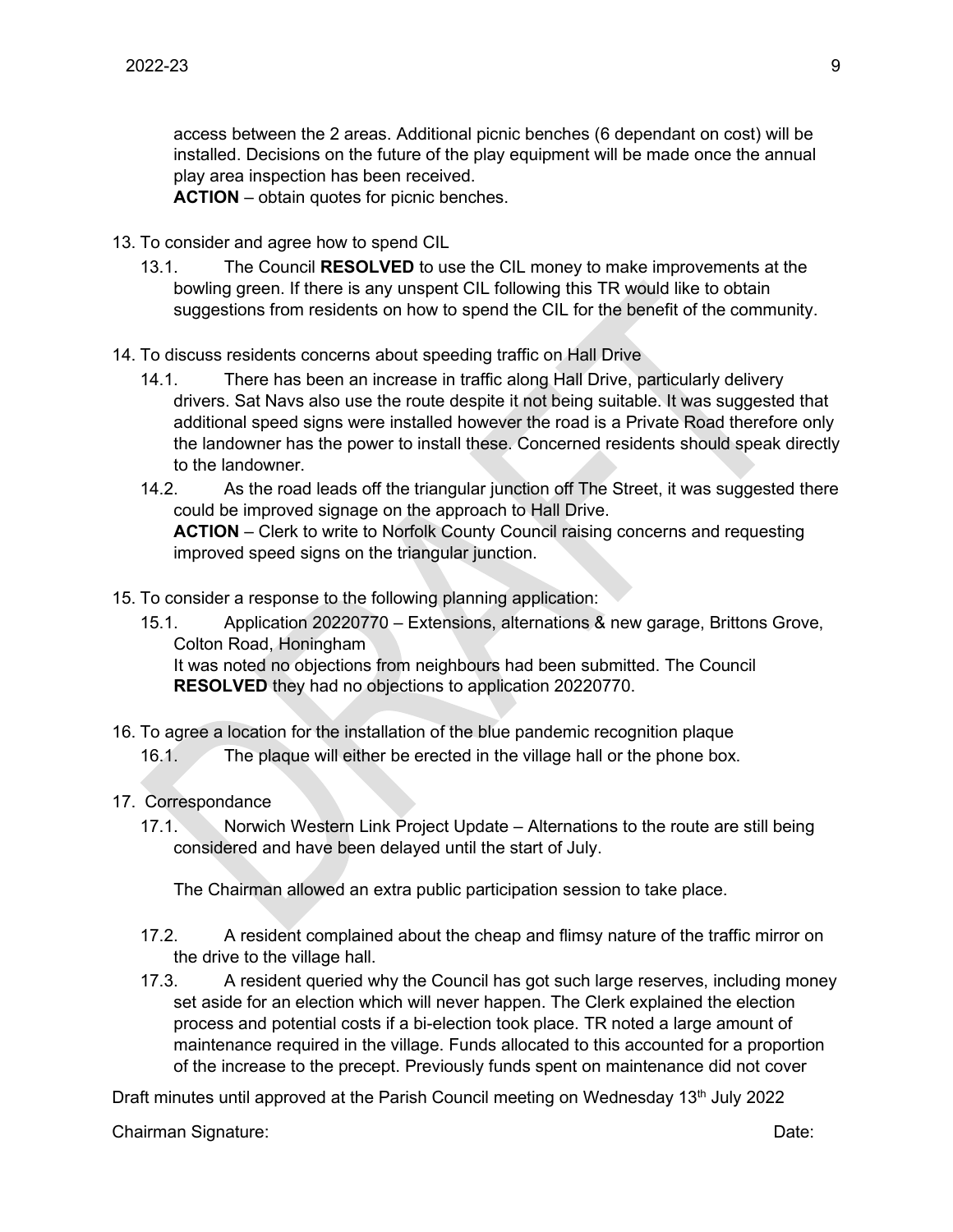access between the 2 areas. Additional picnic benches (6 dependant on cost) will be installed. Decisions on the future of the play equipment will be made once the annual play area inspection has been received.
**ACTION** – obtain quotes for picnic benches.

13. To consider and agree how to spend CIL
    - 13.1. The Council **RESOLVED** to use the CIL money to make improvements at the bowling green. If there is any unspent CIL following this TR would like to obtain suggestions from residents on how to spend the CIL for the benefit of the community.

14. To discuss residents concerns about speeding traffic on Hall Drive
    - 14.1. There has been an increase in traffic along Hall Drive, particularly delivery drivers. Sat Navs also use the route despite it not being suitable. It was suggested that additional speed signs were installed however the road is a Private Road therefore only the landowner has the power to install these. Concerned residents should speak directly to the landowner.
    - 14.2. As the road leads off the triangular junction off The Street, it was suggested there could be improved signage on the approach to Hall Drive.
      **ACTION** – Clerk to write to Norfolk County Council raising concerns and requesting improved speed signs on the triangular junction.

15. To consider a response to the following planning application:
    - 15.1. Application 20220770 – Extensions, alternations & new garage, Brittons Grove, Colton Road, Honingham
      It was noted no objections from neighbours had been submitted. The Council **RESOLVED** they had no objections to application 20220770.

16. To agree a location for the installation of the blue pandemic recognition plaque
    - 16.1. The plaque will either be erected in the village hall or the phone box.

17. Correspondance
    - 17.1. Norwich Western Link Project Update – Alternations to the route are still being considered and have been delayed until the start of July.

      The Chairman allowed an extra public participation session to take place.

    - 17.2. A resident complained about the cheap and flimsy nature of the traffic mirror on the drive to the village hall.
    - 17.3. A resident queried why the Council has got such large reserves, including money set aside for an election which will never happen. The Clerk explained the election process and potential costs if a bi-election took place. TR noted a large amount of maintenance required in the village. Funds allocated to this accounted for a proportion of the increase to the precept. Previously funds spent on maintenance did not cover

Draft minutes until approved at the Parish Council meeting on Wednesday 13th July 2022

Chairman Signature: Date: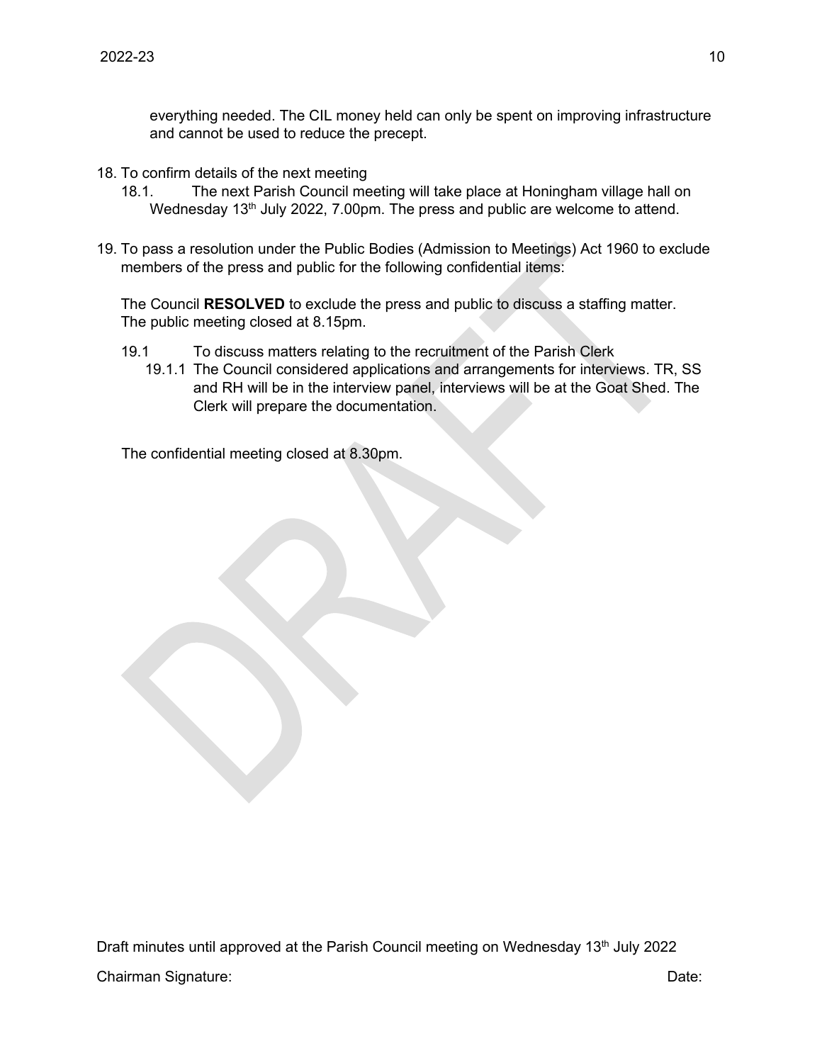everything needed. The CIL money held can only be spent on improving infrastructure and cannot be used to reduce the precept.

18. To confirm details of the next meeting
    18.1. The next Parish Council meeting will take place at Honingham village hall on Wednesday 13th July 2022, 7.00pm. The press and public are welcome to attend.

19. To pass a resolution under the Public Bodies (Admission to Meetings) Act 1960 to exclude members of the press and public for the following confidential items:

    The Council **RESOLVED** to exclude the press and public to discuss a staffing matter. The public meeting closed at 8.15pm.

    19.1 To discuss matters relating to the recruitment of the Parish Clerk
    19.1.1 The Council considered applications and arrangements for interviews. TR, SS and RH will be in the interview panel, interviews will be at the Goat Shed. The Clerk will prepare the documentation.

    The confidential meeting closed at 8.30pm.

Draft minutes until approved at the Parish Council meeting on Wednesday 13th July 2022

Chairman Signature: Date: